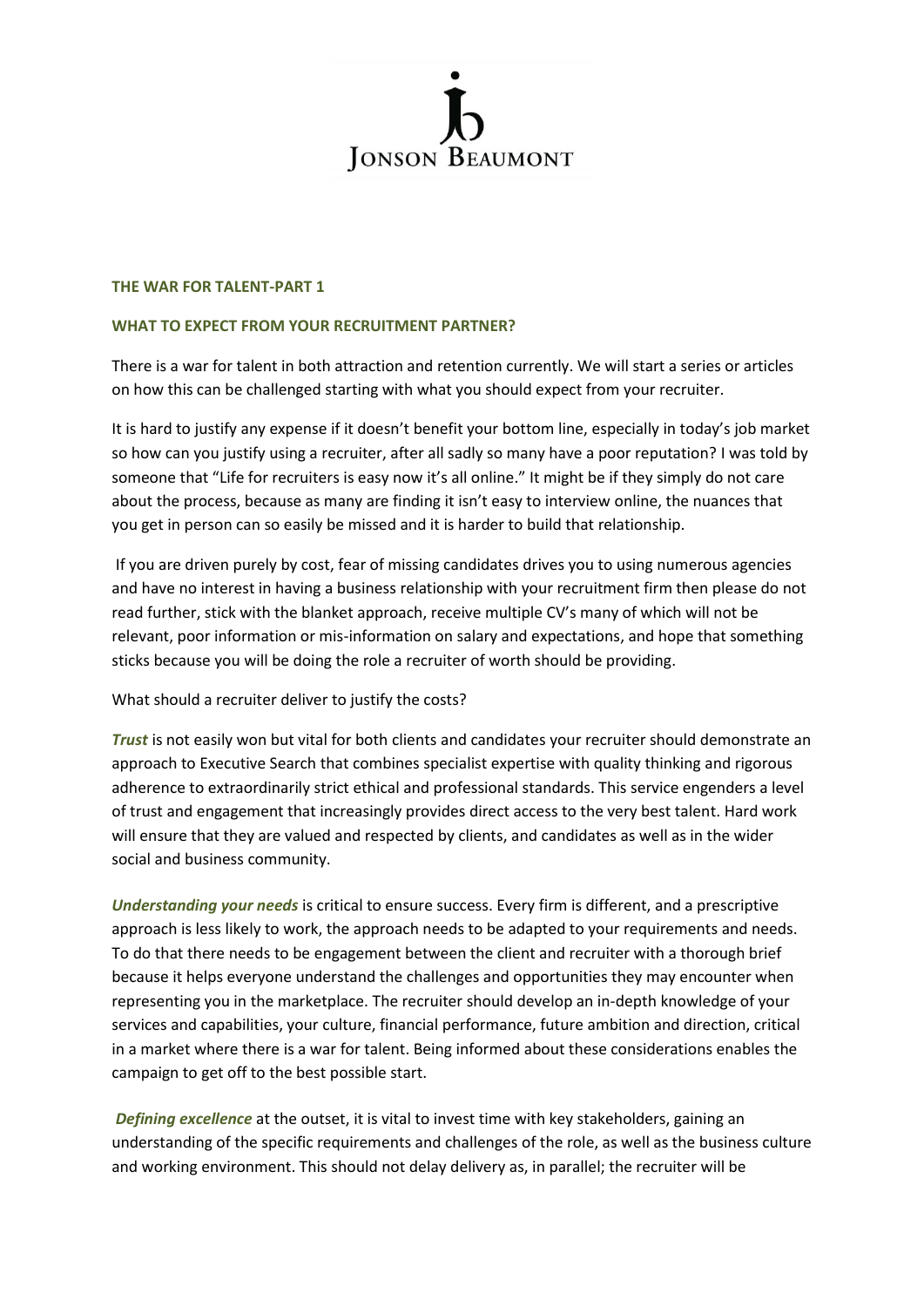**THE WAR FOR TALENT-PART 1**

**WHAT TO EXPECT FROM YOUR RECRUITMENT PARTNER?**

There is a war for talent in both attraction and retention currently. We will start a series or articles on how this can be challenged starting with what you should expect from your recruiter.

It is hard to justify any expense if it doesn't benefit your bottom line, especially in today's job market so how can you justify using a recruiter, after all sadly so many have a poor reputation? I was told by someone that "Life for recruiters is easy now it's all online." It might be if they simply do not care about the process, because as many are finding it isn't easy to interview online, the nuances that you get in person can so easily be missed and it is harder to build that relationship.

If you are driven purely by cost, fear of missing candidates drives you to using numerous agencies and have no interest in having a business relationship with your recruitment firm then please do not read further, stick with the blanket approach, receive multiple CV's many of which will not be relevant, poor information or mis-information on salary and expectations, and hope that something sticks because you will be doing the role a recruiter of worth should be providing.

What should a recruiter deliver to justify the costs?

***Trust*** is not easily won but vital for both clients and candidates your recruiter should demonstrate an approach to Executive Search that combines specialist expertise with quality thinking and rigorous adherence to extraordinarily strict ethical and professional standards. This service engenders a level of trust and engagement that increasingly provides direct access to the very best talent. Hard work will ensure that they are valued and respected by clients, and candidates as well as in the wider social and business community.

***Understanding your needs*** is critical to ensure success. Every firm is different, and a prescriptive approach is less likely to work, the approach needs to be adapted to your requirements and needs. To do that there needs to be engagement between the client and recruiter with a thorough brief because it helps everyone understand the challenges and opportunities they may encounter when representing you in the marketplace. The recruiter should develop an in-depth knowledge of your services and capabilities, your culture, financial performance, future ambition and direction, critical in a market where there is a war for talent. Being informed about these considerations enables the campaign to get off to the best possible start.

***Defining excellence*** at the outset, it is vital to invest time with key stakeholders, gaining an understanding of the specific requirements and challenges of the role, as well as the business culture and working environment. This should not delay delivery as, in parallel; the recruiter will be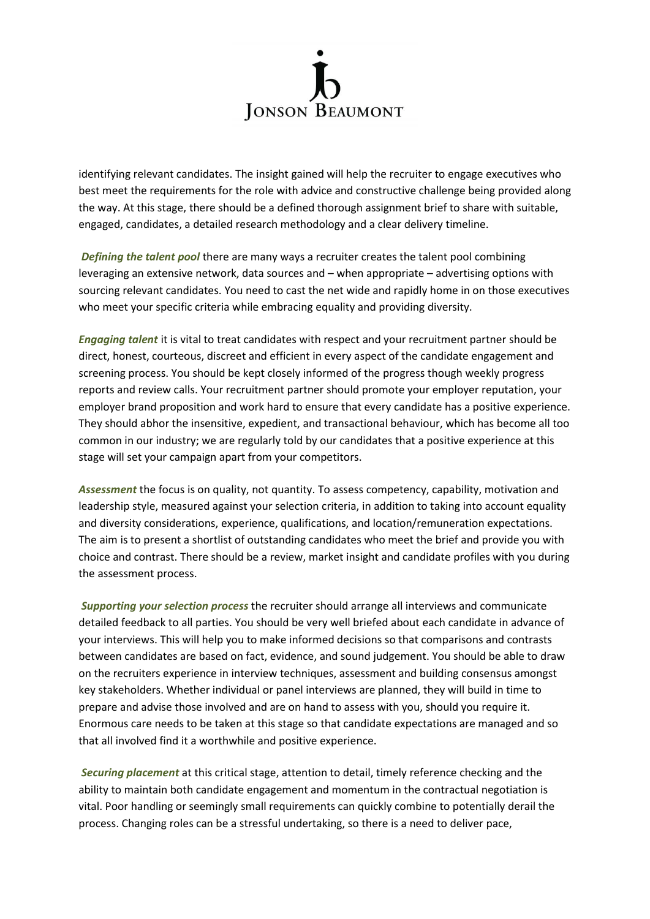identifying relevant candidates. The insight gained will help the recruiter to engage executives who best meet the requirements for the role with advice and constructive challenge being provided along the way. At this stage, there should be a defined thorough assignment brief to share with suitable, engaged, candidates, a detailed research methodology and a clear delivery timeline.

***Defining the talent pool*** there are many ways a recruiter creates the talent pool combining leveraging an extensive network, data sources and – when appropriate – advertising options with sourcing relevant candidates. You need to cast the net wide and rapidly home in on those executives who meet your specific criteria while embracing equality and providing diversity.

***Engaging talent*** it is vital to treat candidates with respect and your recruitment partner should be direct, honest, courteous, discreet and efficient in every aspect of the candidate engagement and screening process. You should be kept closely informed of the progress though weekly progress reports and review calls. Your recruitment partner should promote your employer reputation, your employer brand proposition and work hard to ensure that every candidate has a positive experience. They should abhor the insensitive, expedient, and transactional behaviour, which has become all too common in our industry; we are regularly told by our candidates that a positive experience at this stage will set your campaign apart from your competitors.

***Assessment*** the focus is on quality, not quantity. To assess competency, capability, motivation and leadership style, measured against your selection criteria, in addition to taking into account equality and diversity considerations, experience, qualifications, and location/remuneration expectations. The aim is to present a shortlist of outstanding candidates who meet the brief and provide you with choice and contrast. There should be a review, market insight and candidate profiles with you during the assessment process.

***Supporting your selection process*** the recruiter should arrange all interviews and communicate detailed feedback to all parties. You should be very well briefed about each candidate in advance of your interviews. This will help you to make informed decisions so that comparisons and contrasts between candidates are based on fact, evidence, and sound judgement. You should be able to draw on the recruiters experience in interview techniques, assessment and building consensus amongst key stakeholders. Whether individual or panel interviews are planned, they will build in time to prepare and advise those involved and are on hand to assess with you, should you require it. Enormous care needs to be taken at this stage so that candidate expectations are managed and so that all involved find it a worthwhile and positive experience.

***Securing placement*** at this critical stage, attention to detail, timely reference checking and the ability to maintain both candidate engagement and momentum in the contractual negotiation is vital. Poor handling or seemingly small requirements can quickly combine to potentially derail the process. Changing roles can be a stressful undertaking, so there is a need to deliver pace,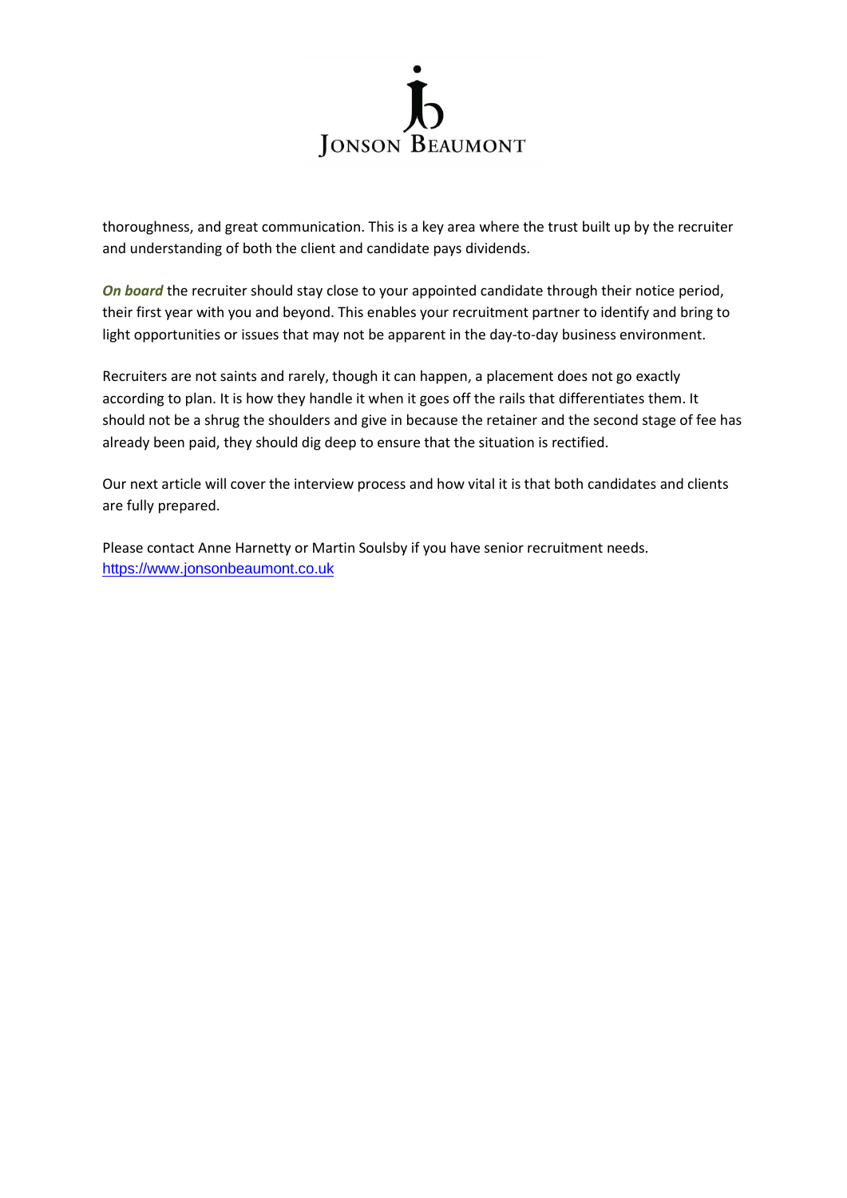thoroughness, and great communication. This is a key area where the trust built up by the recruiter and understanding of both the client and candidate pays dividends.

***On board*** the recruiter should stay close to your appointed candidate through their notice period, their first year with you and beyond. This enables your recruitment partner to identify and bring to light opportunities or issues that may not be apparent in the day-to-day business environment.

Recruiters are not saints and rarely, though it can happen, a placement does not go exactly according to plan. It is how they handle it when it goes off the rails that differentiates them. It should not be a shrug the shoulders and give in because the retainer and the second stage of fee has already been paid, they should dig deep to ensure that the situation is rectified.

Our next article will cover the interview process and how vital it is that both candidates and clients are fully prepared.

Please contact Anne Harnetty or Martin Soulsby if you have senior recruitment needs.
https://www.jonsonbeaumont.co.uk